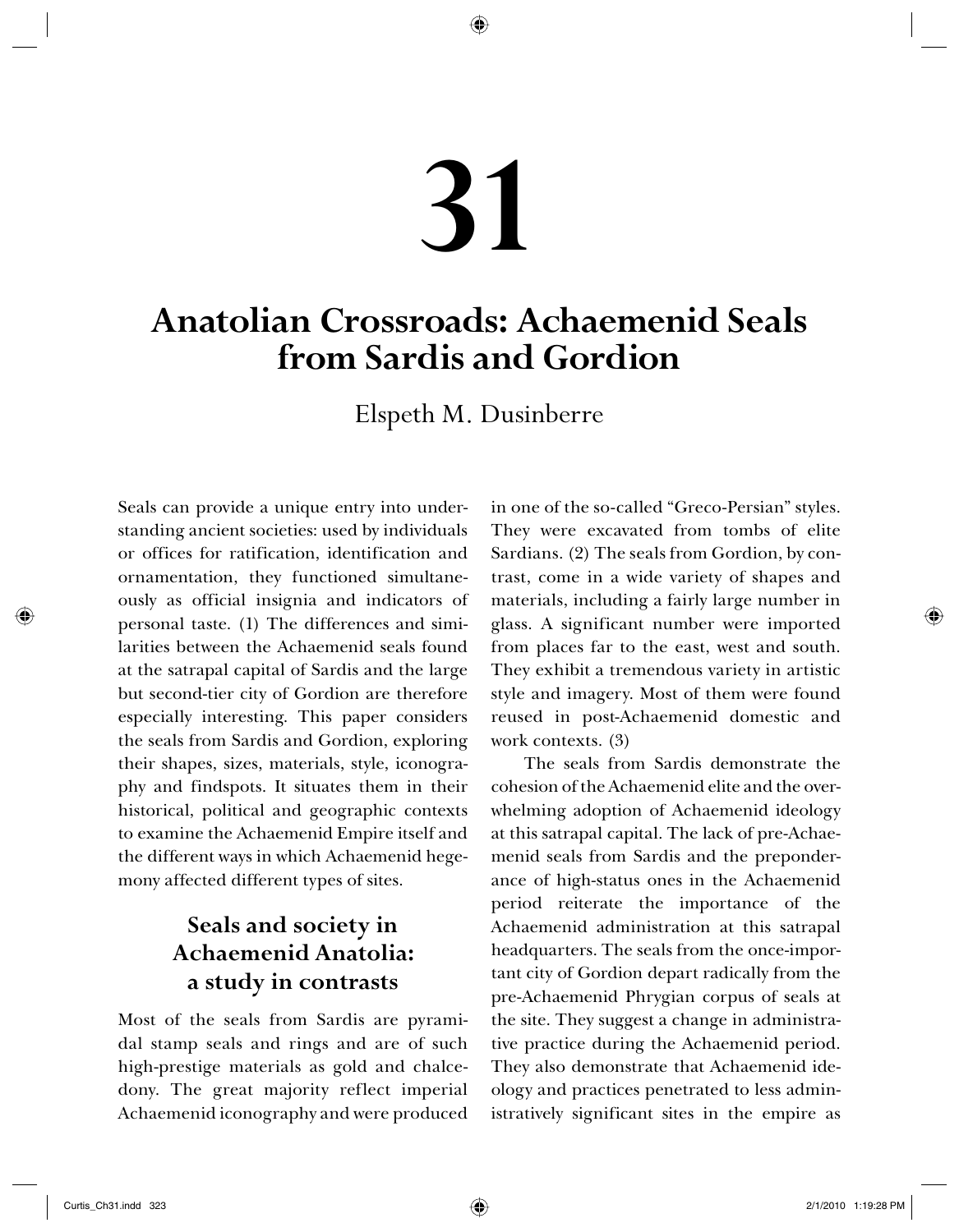# 31

# Anatolian Crossroads: Achaemenid Seals from Sardis and Gordion

Elspeth M. Dusinberre

Seals can provide a unique entry into understanding ancient societies: used by individuals or offices for ratification, identification and ornamentation, they functioned simultaneously as official insignia and indicators of personal taste. (1) The differences and similarities between the Achaemenid seals found at the satrapal capital of Sardis and the large but second-tier city of Gordion are therefore especially interesting. This paper considers the seals from Sardis and Gordion, exploring their shapes, sizes, materials, style, iconography and findspots. It situates them in their historical, political and geographic contexts to examine the Achaemenid Empire itself and the different ways in which Achaemenid hegemony affected different types of sites.

## Seals and society in Achaemenid Anatolia: a study in contrasts

Most of the seals from Sardis are pyramidal stamp seals and rings and are of such high-prestige materials as gold and chalcedony. The great majority reflect imperial Achaemenid iconography and were produced in one of the so-called "Greco-Persian" styles. They were excavated from tombs of elite Sardians. (2) The seals from Gordion, by contrast, come in a wide variety of shapes and materials, including a fairly large number in glass. A significant number were imported from places far to the east, west and south. They exhibit a tremendous variety in artistic style and imagery. Most of them were found reused in post-Achaemenid domestic and work contexts. (3)

The seals from Sardis demonstrate the cohesion of the Achaemenid elite and the overwhelming adoption of Achaemenid ideology at this satrapal capital. The lack of pre-Achaemenid seals from Sardis and the preponderance of high-status ones in the Achaemenid period reiterate the importance of the Achaemenid administration at this satrapal headquarters. The seals from the once-important city of Gordion depart radically from the pre-Achaemenid Phrygian corpus of seals at the site. They suggest a change in administrative practice during the Achaemenid period. They also demonstrate that Achaemenid ideology and practices penetrated to less administratively significant sites in the empire as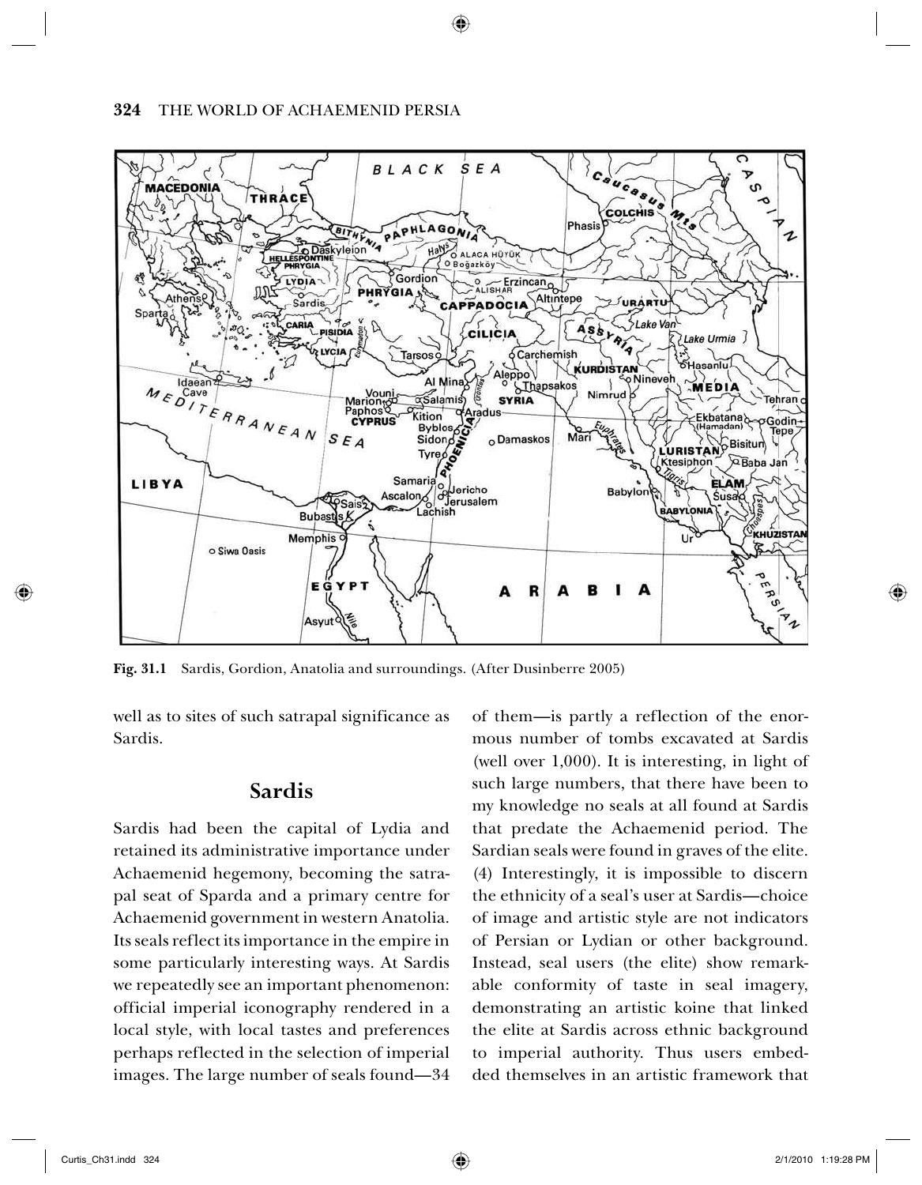Fig. 31.1 Sardis, Gordion, Anatolia and surroundings. (After Dusinberre 2005)

well as to sites of such satrapal significance as Sardis.

## Sardis

Sardis had been the capital of Lydia and retained its administrative importance under Achaemenid hegemony, becoming the satrapal seat of Sparda and a primary centre for Achaemenid government in western Anatolia. Its seals reflect its importance in the empire in some particularly interesting ways. At Sardis we repeatedly see an important phenomenon: official imperial iconography rendered in a local style, with local tastes and preferences perhaps reflected in the selection of imperial images. The large number of seals found—34 of them—is partly a reflection of the enormous number of tombs excavated at Sardis (well over 1,000). It is interesting, in light of such large numbers, that there have been to my knowledge no seals at all found at Sardis that predate the Achaemenid period. The Sardian seals were found in graves of the elite. (4) Interestingly, it is impossible to discern the ethnicity of a seal's user at Sardis—choice of image and artistic style are not indicators of Persian or Lydian or other background. Instead, seal users (the elite) show remarkable conformity of taste in seal imagery, demonstrating an artistic koine that linked the elite at Sardis across ethnic background to imperial authority. Thus users embedded themselves in an artistic framework that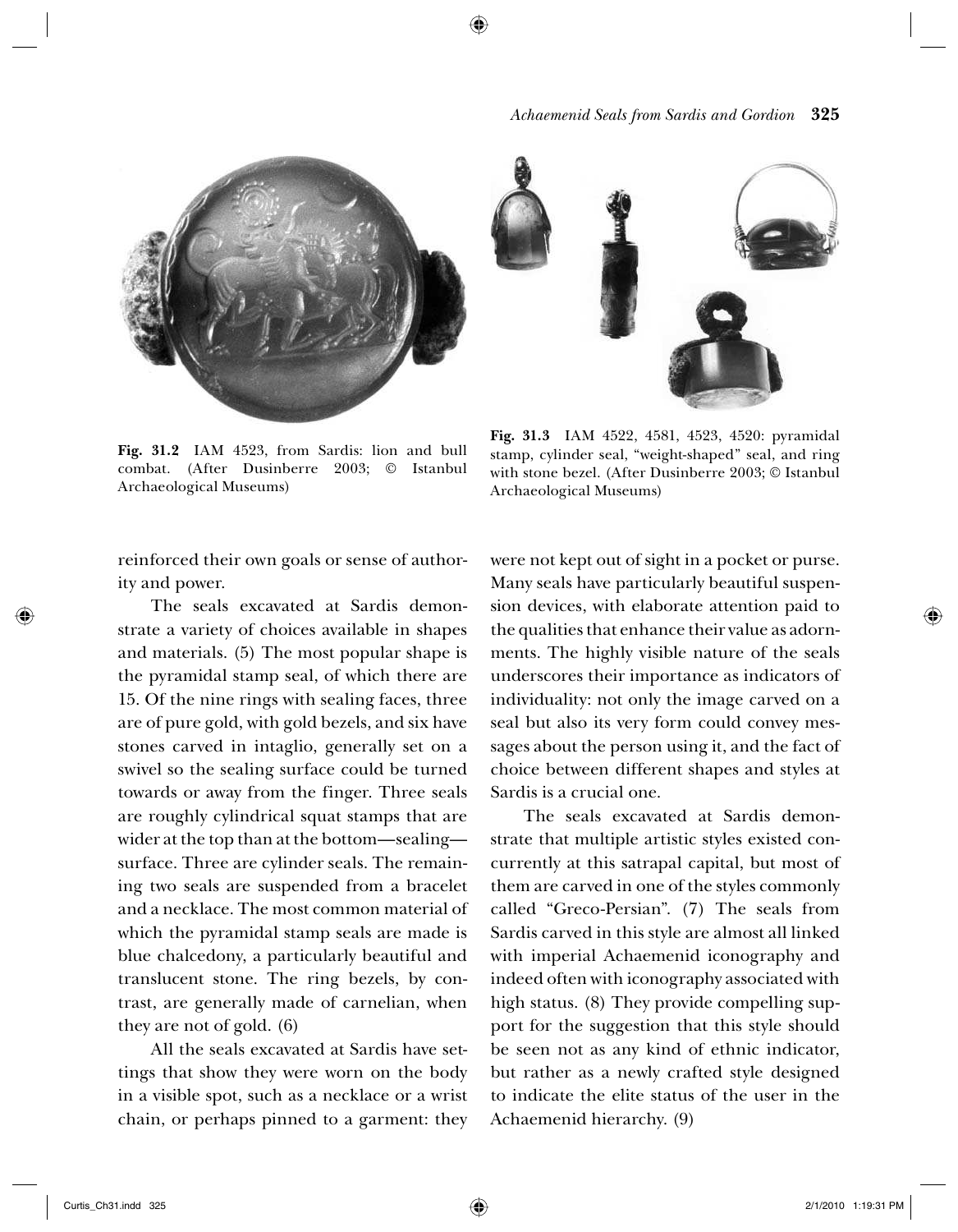Fig. 31.2 IAM 4523, from Sardis: lion and bull combat. (After Dusinberre 2003; © Istanbul Archaeological Museums)

Fig. 31.3 IAM 4522, 4581, 4523, 4520: pyramidal stamp, cylinder seal, "weight-shaped" seal, and ring with stone bezel. (After Dusinberre 2003; © Istanbul Archaeological Museums)

reinforced their own goals or sense of authority and power.

The seals excavated at Sardis demonstrate a variety of choices available in shapes and materials. (5) The most popular shape is the pyramidal stamp seal, of which there are 15. Of the nine rings with sealing faces, three are of pure gold, with gold bezels, and six have stones carved in intaglio, generally set on a swivel so the sealing surface could be turned towards or away from the finger. Three seals are roughly cylindrical squat stamps that are wider at the top than at the bottom—sealing—surface. Three are cylinder seals. The remaining two seals are suspended from a bracelet and a necklace. The most common material of which the pyramidal stamp seals are made is blue chalcedony, a particularly beautiful and translucent stone. The ring bezels, by contrast, are generally made of carnelian, when they are not of gold. (6)

All the seals excavated at Sardis have settings that show they were worn on the body in a visible spot, such as a necklace or a wrist chain, or perhaps pinned to a garment: they were not kept out of sight in a pocket or purse. Many seals have particularly beautiful suspension devices, with elaborate attention paid to the qualities that enhance their value as adornments. The highly visible nature of the seals underscores their importance as indicators of individuality: not only the image carved on a seal but also its very form could convey messages about the person using it, and the fact of choice between different shapes and styles at Sardis is a crucial one.

The seals excavated at Sardis demonstrate that multiple artistic styles existed concurrently at this satrapal capital, but most of them are carved in one of the styles commonly called "Greco-Persian". (7) The seals from Sardis carved in this style are almost all linked with imperial Achaemenid iconography and indeed often with iconography associated with high status. (8) They provide compelling support for the suggestion that this style should be seen not as any kind of ethnic indicator, but rather as a newly crafted style designed to indicate the elite status of the user in the Achaemenid hierarchy. (9)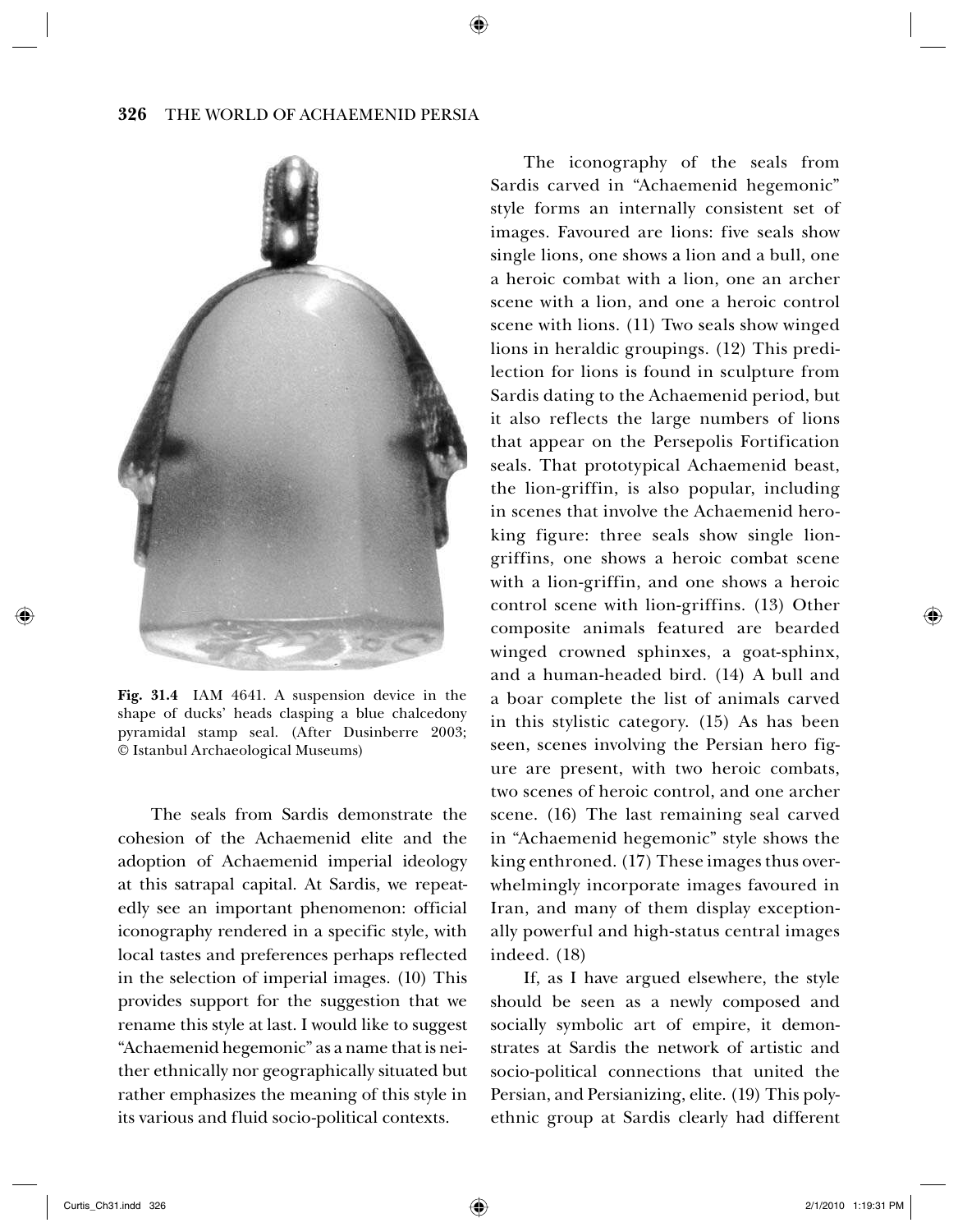**Fig. 31.4** IAM 4641. A suspension device in the shape of ducks' heads clasping a blue chalcedony pyramidal stamp seal. (After Dusinberre 2003; © Istanbul Archaeological Museums)

The seals from Sardis demonstrate the cohesion of the Achaemenid elite and the adoption of Achaemenid imperial ideology at this satrapal capital. At Sardis, we repeatedly see an important phenomenon: official iconography rendered in a specific style, with local tastes and preferences perhaps reflected in the selection of imperial images. (10) This provides support for the suggestion that we rename this style at last. I would like to suggest "Achaemenid hegemonic" as a name that is neither ethnically nor geographically situated but rather emphasizes the meaning of this style in its various and fluid socio-political contexts.

The iconography of the seals from Sardis carved in "Achaemenid hegemonic" style forms an internally consistent set of images. Favoured are lions: five seals show single lions, one shows a lion and a bull, one a heroic combat with a lion, one an archer scene with a lion, and one a heroic control scene with lions. (11) Two seals show winged lions in heraldic groupings. (12) This predilection for lions is found in sculpture from Sardis dating to the Achaemenid period, but it also reflects the large numbers of lions that appear on the Persepolis Fortification seals. That prototypical Achaemenid beast, the lion-griffin, is also popular, including in scenes that involve the Achaemenid hero-king figure: three seals show single lion-griffins, one shows a heroic combat scene with a lion-griffin, and one shows a heroic control scene with lion-griffins. (13) Other composite animals featured are bearded winged crowned sphinxes, a goat-sphinx, and a human-headed bird. (14) A bull and a boar complete the list of animals carved in this stylistic category. (15) As has been seen, scenes involving the Persian hero figure are present, with two heroic combats, two scenes of heroic control, and one archer scene. (16) The last remaining seal carved in "Achaemenid hegemonic" style shows the king enthroned. (17) These images thus overwhelmingly incorporate images favoured in Iran, and many of them display exceptionally powerful and high-status central images indeed. (18)

If, as I have argued elsewhere, the style should be seen as a newly composed and socially symbolic art of empire, it demonstrates at Sardis the network of artistic and socio-political connections that united the Persian, and Persianizing, elite. (19) This polyethnic group at Sardis clearly had different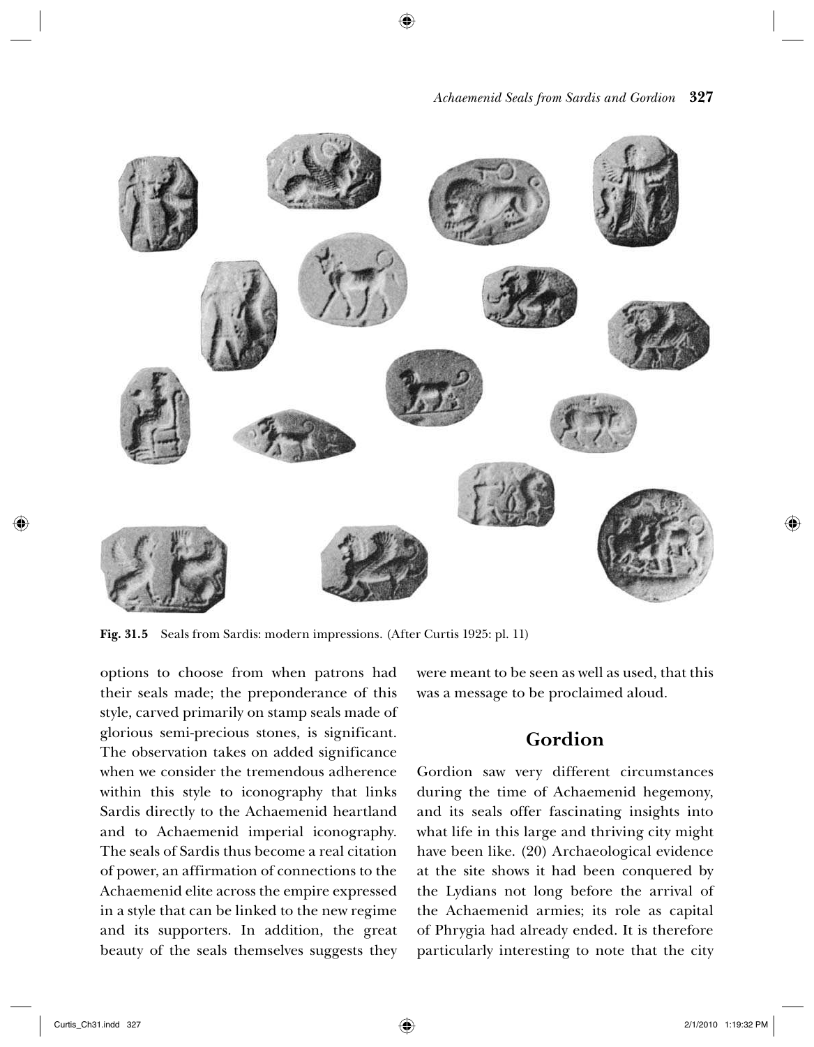Fig. 31.5 Seals from Sardis: modern impressions. (After Curtis 1925: pl. 11)

options to choose from when patrons had their seals made; the preponderance of this style, carved primarily on stamp seals made of glorious semi-precious stones, is significant. The observation takes on added significance when we consider the tremendous adherence within this style to iconography that links Sardis directly to the Achaemenid heartland and to Achaemenid imperial iconography. The seals of Sardis thus become a real citation of power, an affirmation of connections to the Achaemenid elite across the empire expressed in a style that can be linked to the new regime and its supporters. In addition, the great beauty of the seals themselves suggests they were meant to be seen as well as used, that this was a message to be proclaimed aloud.

## Gordion

Gordion saw very different circumstances during the time of Achaemenid hegemony, and its seals offer fascinating insights into what life in this large and thriving city might have been like. (20) Archaeological evidence at the site shows it had been conquered by the Lydians not long before the arrival of the Achaemenid armies; its role as capital of Phrygia had already ended. It is therefore particularly interesting to note that the city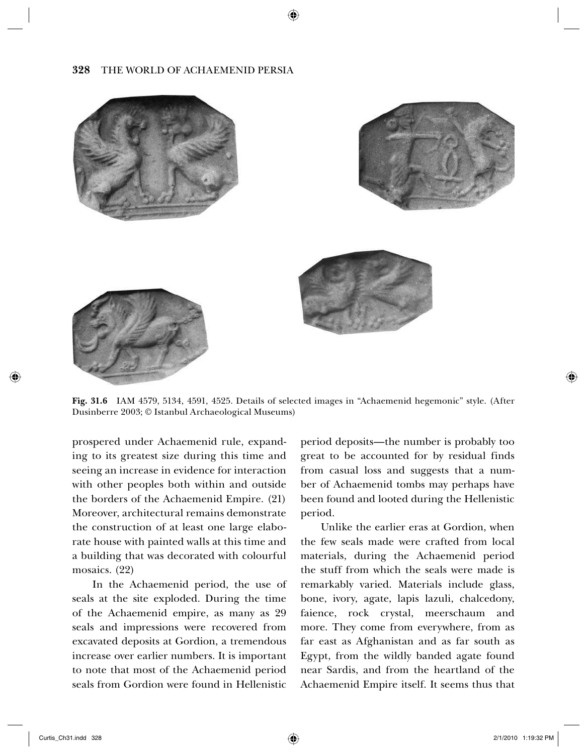**Fig. 31.6** IAM 4579, 5134, 4591, 4525. Details of selected images in "Achaemenid hegemonic" style. (After Dusinberre 2003; © Istanbul Archaeological Museums)

prospered under Achaemenid rule, expanding to its greatest size during this time and seeing an increase in evidence for interaction with other peoples both within and outside the borders of the Achaemenid Empire. (21) Moreover, architectural remains demonstrate the construction of at least one large elaborate house with painted walls at this time and a building that was decorated with colourful mosaics. (22)

In the Achaemenid period, the use of seals at the site exploded. During the time of the Achaemenid empire, as many as 29 seals and impressions were recovered from excavated deposits at Gordion, a tremendous increase over earlier numbers. It is important to note that most of the Achaemenid period seals from Gordion were found in Hellenistic period deposits—the number is probably too great to be accounted for by residual finds from casual loss and suggests that a number of Achaemenid tombs may perhaps have been found and looted during the Hellenistic period.

Unlike the earlier eras at Gordion, when the few seals made were crafted from local materials, during the Achaemenid period the stuff from which the seals were made is remarkably varied. Materials include glass, bone, ivory, agate, lapis lazuli, chalcedony, faience, rock crystal, meerschaum and more. They come from everywhere, from as far east as Afghanistan and as far south as Egypt, from the wildly banded agate found near Sardis, and from the heartland of the Achaemenid Empire itself. It seems thus that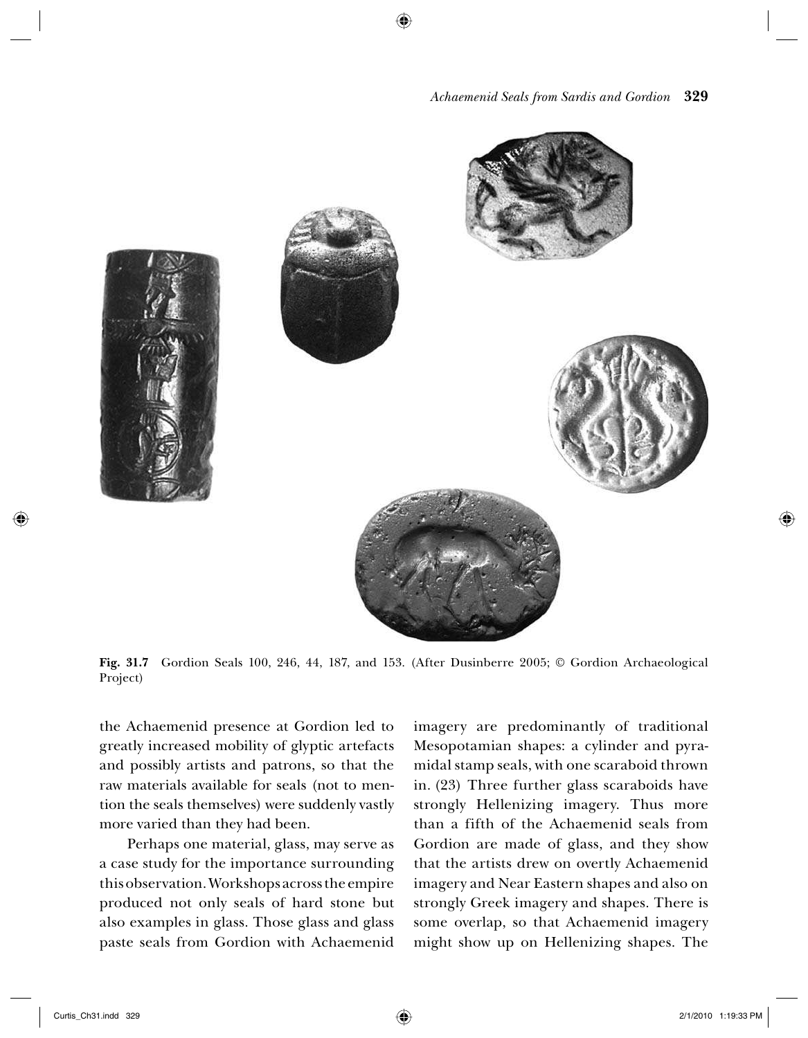**Fig. 31.7** Gordion Seals 100, 246, 44, 187, and 153. (After Dusinberre 2005; © Gordion Archaeological Project)

the Achaemenid presence at Gordion led to greatly increased mobility of glyptic artefacts and possibly artists and patrons, so that the raw materials available for seals (not to mention the seals themselves) were suddenly vastly more varied than they had been.

Perhaps one material, glass, may serve as a case study for the importance surrounding this observation. Workshops across the empire produced not only seals of hard stone but also examples in glass. Those glass and glass paste seals from Gordion with Achaemenid imagery are predominantly of traditional Mesopotamian shapes: a cylinder and pyramidal stamp seals, with one scaraboid thrown in. (23) Three further glass scaraboids have strongly Hellenizing imagery. Thus more than a fifth of the Achaemenid seals from Gordion are made of glass, and they show that the artists drew on overtly Achaemenid imagery and Near Eastern shapes and also on strongly Greek imagery and shapes. There is some overlap, so that Achaemenid imagery might show up on Hellenizing shapes. The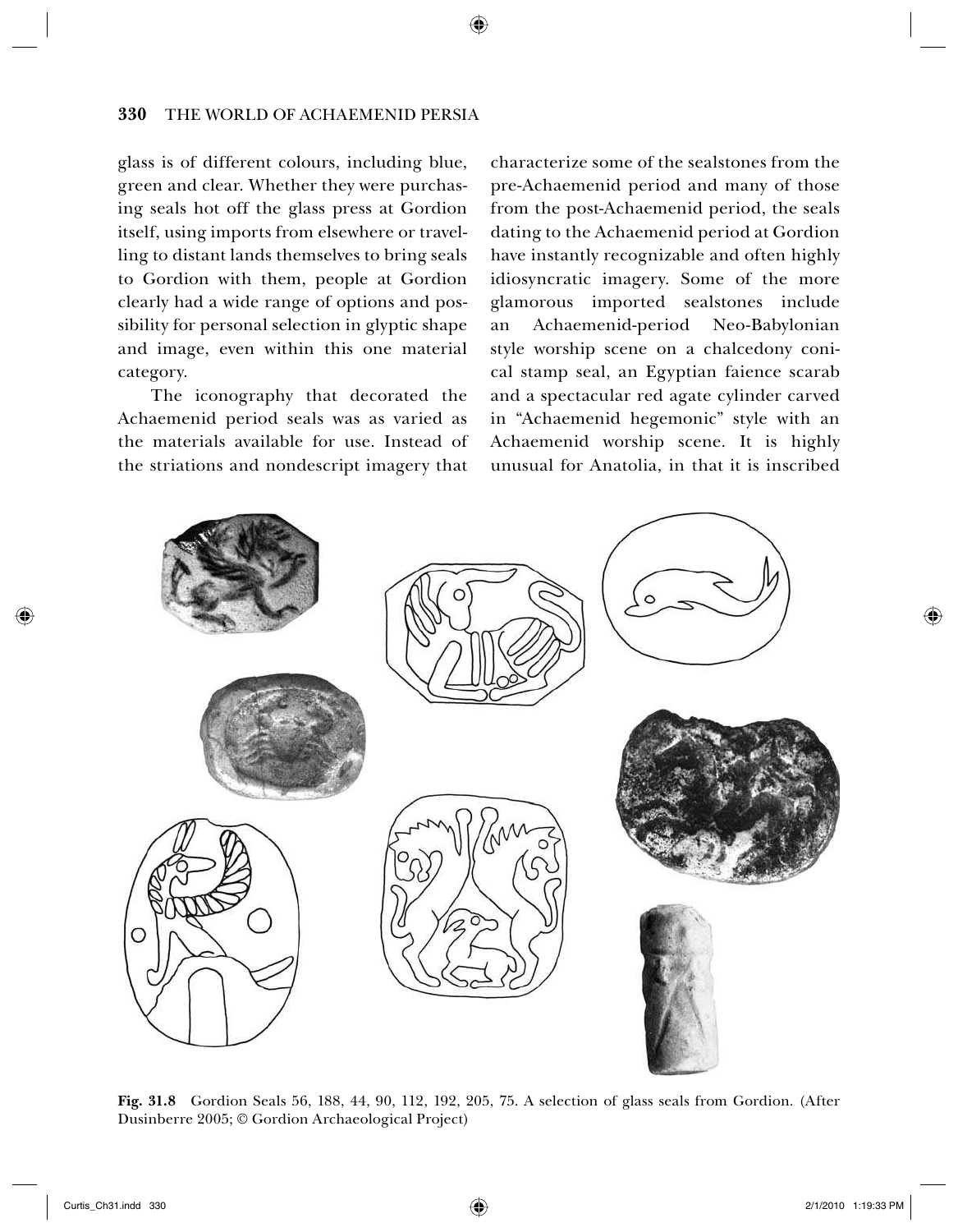glass is of different colours, including blue, green and clear. Whether they were purchasing seals hot off the glass press at Gordion itself, using imports from elsewhere or travelling to distant lands themselves to bring seals to Gordion with them, people at Gordion clearly had a wide range of options and possibility for personal selection in glyptic shape and image, even within this one material category.

The iconography that decorated the Achaemenid period seals was as varied as the materials available for use. Instead of the striations and nondescript imagery that characterize some of the sealstones from the pre-Achaemenid period and many of those from the post-Achaemenid period, the seals dating to the Achaemenid period at Gordion have instantly recognizable and often highly idiosyncratic imagery. Some of the more glamorous imported sealstones include an Achaemenid-period Neo-Babylonian style worship scene on a chalcedony conical stamp seal, an Egyptian faience scarab and a spectacular red agate cylinder carved in "Achaemenid hegemonic" style with an Achaemenid worship scene. It is highly unusual for Anatolia, in that it is inscribed

**Fig. 31.8** Gordion Seals 56, 188, 44, 90, 112, 192, 205, 75. A selection of glass seals from Gordion. (After Dusinberre 2005; © Gordion Archaeological Project)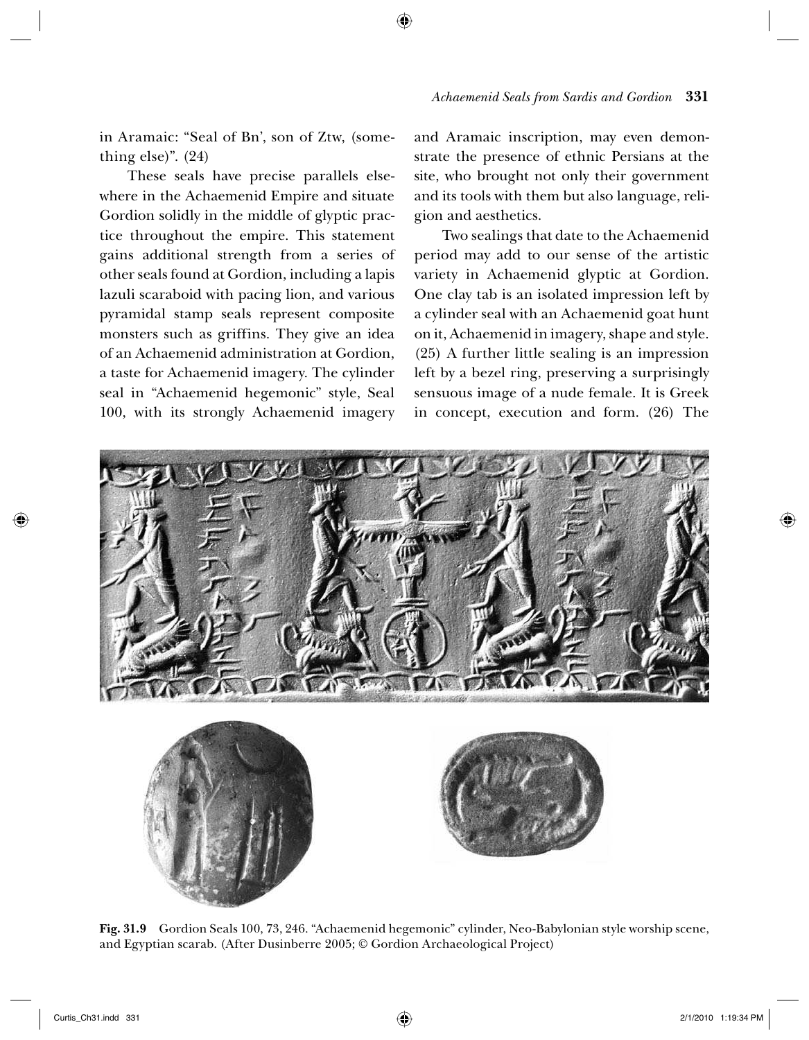in Aramaic: "Seal of Bn', son of Ztw, (something else)". (24)

These seals have precise parallels elsewhere in the Achaemenid Empire and situate Gordion solidly in the middle of glyptic practice throughout the empire. This statement gains additional strength from a series of other seals found at Gordion, including a lapis lazuli scaraboid with pacing lion, and various pyramidal stamp seals represent composite monsters such as griffins. They give an idea of an Achaemenid administration at Gordion, a taste for Achaemenid imagery. The cylinder seal in "Achaemenid hegemonic" style, Seal 100, with its strongly Achaemenid imagery and Aramaic inscription, may even demonstrate the presence of ethnic Persians at the site, who brought not only their government and its tools with them but also language, religion and aesthetics.

Two sealings that date to the Achaemenid period may add to our sense of the artistic variety in Achaemenid glyptic at Gordion. One clay tab is an isolated impression left by a cylinder seal with an Achaemenid goat hunt on it, Achaemenid in imagery, shape and style. (25) A further little sealing is an impression left by a bezel ring, preserving a surprisingly sensuous image of a nude female. It is Greek in concept, execution and form. (26) The

**Fig. 31.9** Gordion Seals 100, 73, 246. "Achaemenid hegemonic" cylinder, Neo-Babylonian style worship scene, and Egyptian scarab. (After Dusinberre 2005; © Gordion Archaeological Project)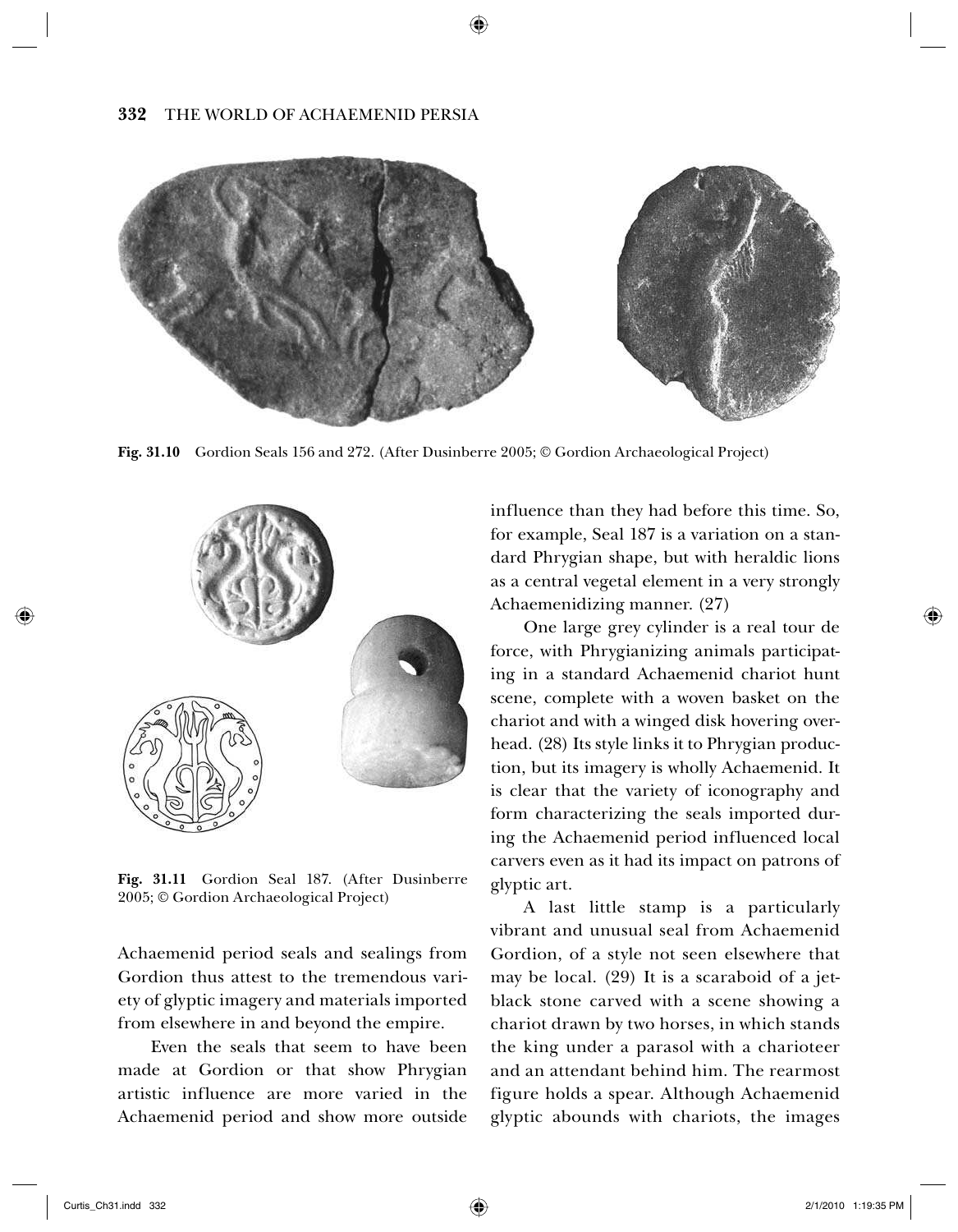Fig. 31.10 Gordion Seals 156 and 272. (After Dusinberre 2005; © Gordion Archaeological Project)

Fig. 31.11 Gordion Seal 187. (After Dusinberre 2005; © Gordion Archaeological Project)

Achaemenid period seals and sealings from Gordion thus attest to the tremendous variety of glyptic imagery and materials imported from elsewhere in and beyond the empire.

Even the seals that seem to have been made at Gordion or that show Phrygian artistic influence are more varied in the Achaemenid period and show more outside influence than they had before this time. So, for example, Seal 187 is a variation on a standard Phrygian shape, but with heraldic lions as a central vegetal element in a very strongly Achaemenidizing manner. (27)

One large grey cylinder is a real tour de force, with Phrygianizing animals participating in a standard Achaemenid chariot hunt scene, complete with a woven basket on the chariot and with a winged disk hovering overhead. (28) Its style links it to Phrygian production, but its imagery is wholly Achaemenid. It is clear that the variety of iconography and form characterizing the seals imported during the Achaemenid period influenced local carvers even as it had its impact on patrons of glyptic art.

A last little stamp is a particularly vibrant and unusual seal from Achaemenid Gordion, of a style not seen elsewhere that may be local. (29) It is a scaraboid of a jet-black stone carved with a scene showing a chariot drawn by two horses, in which stands the king under a parasol with a charioteer and an attendant behind him. The rearmost figure holds a spear. Although Achaemenid glyptic abounds with chariots, the images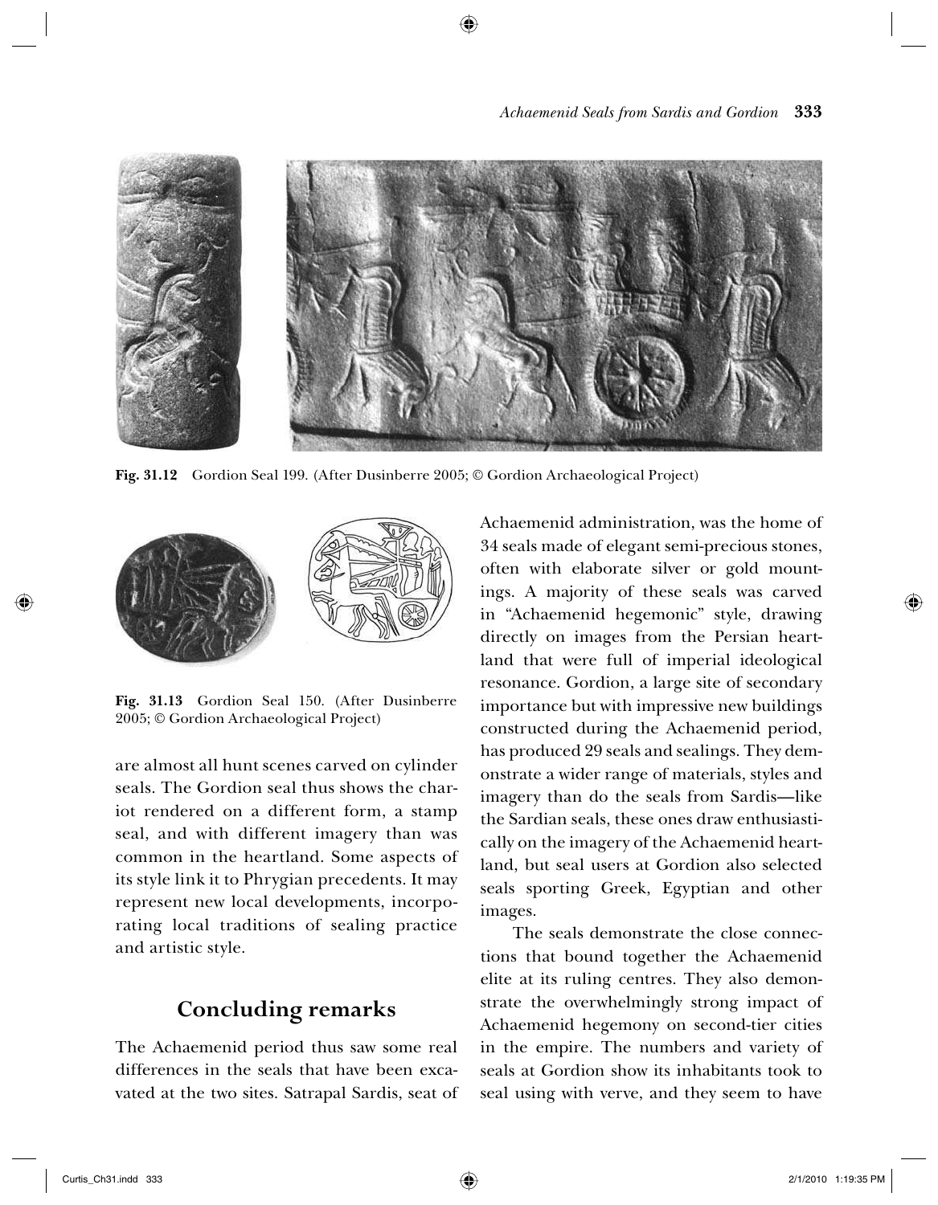**Fig. 31.12** Gordion Seal 199. (After Dusinberre 2005; © Gordion Archaeological Project)

**Fig. 31.13** Gordion Seal 150. (After Dusinberre 2005; © Gordion Archaeological Project)

are almost all hunt scenes carved on cylinder seals. The Gordion seal thus shows the chariot rendered on a different form, a stamp seal, and with different imagery than was common in the heartland. Some aspects of its style link it to Phrygian precedents. It may represent new local developments, incorporating local traditions of sealing practice and artistic style.

## Concluding remarks

The Achaemenid period thus saw some real differences in the seals that have been excavated at the two sites. Satrapal Sardis, seat of Achaemenid administration, was the home of 34 seals made of elegant semi-precious stones, often with elaborate silver or gold mountings. A majority of these seals was carved in "Achaemenid hegemonic" style, drawing directly on images from the Persian heartland that were full of imperial ideological resonance. Gordion, a large site of secondary importance but with impressive new buildings constructed during the Achaemenid period, has produced 29 seals and sealings. They demonstrate a wider range of materials, styles and imagery than do the seals from Sardis—like the Sardian seals, these ones draw enthusiastically on the imagery of the Achaemenid heartland, but seal users at Gordion also selected seals sporting Greek, Egyptian and other images.

The seals demonstrate the close connections that bound together the Achaemenid elite at its ruling centres. They also demonstrate the overwhelmingly strong impact of Achaemenid hegemony on second-tier cities in the empire. The numbers and variety of seals at Gordion show its inhabitants took to seal using with verve, and they seem to have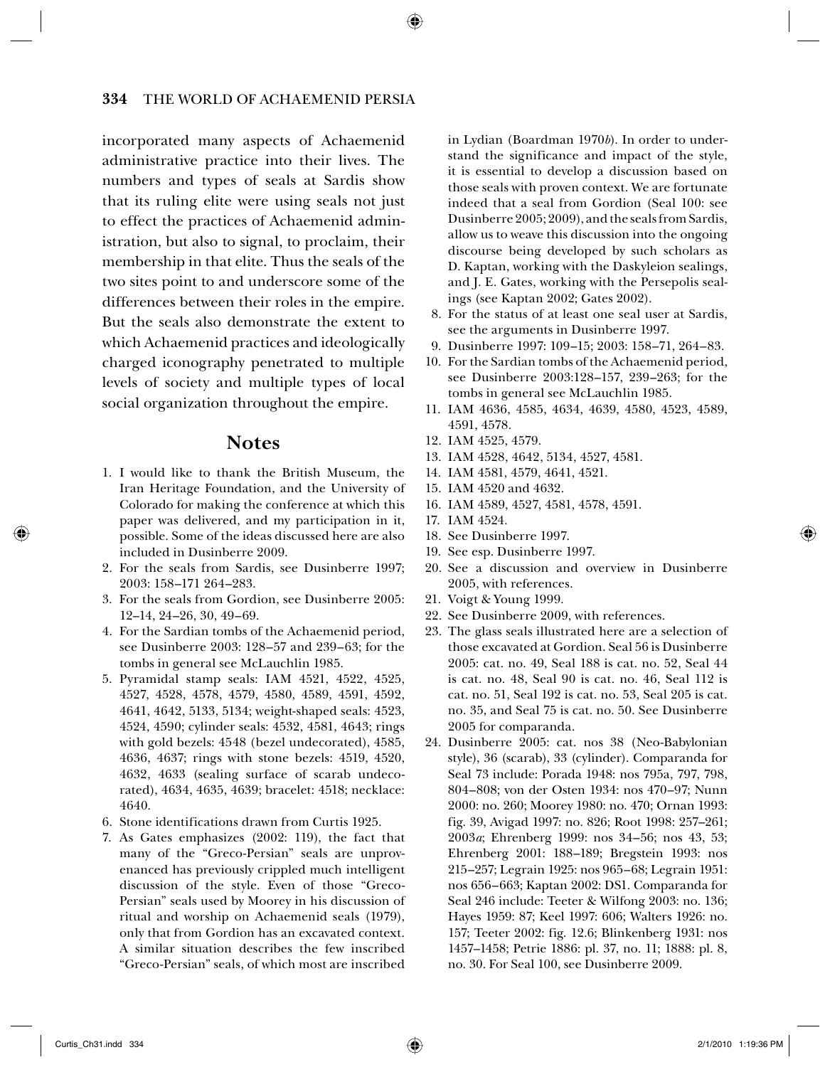incorporated many aspects of Achaemenid administrative practice into their lives. The numbers and types of seals at Sardis show that its ruling elite were using seals not just to effect the practices of Achaemenid administration, but also to signal, to proclaim, their membership in that elite. Thus the seals of the two sites point to and underscore some of the differences between their roles in the empire. But the seals also demonstrate the extent to which Achaemenid practices and ideologically charged iconography penetrated to multiple levels of society and multiple types of local social organization throughout the empire.

## Notes

1. I would like to thank the British Museum, the Iran Heritage Foundation, and the University of Colorado for making the conference at which this paper was delivered, and my participation in it, possible. Some of the ideas discussed here are also included in Dusinberre 2009.
2. For the seals from Sardis, see Dusinberre 1997; 2003: 158–171 264–283.
3. For the seals from Gordion, see Dusinberre 2005: 12–14, 24–26, 30, 49–69.
4. For the Sardian tombs of the Achaemenid period, see Dusinberre 2003: 128–57 and 239–63; for the tombs in general see McLauchlin 1985.
5. Pyramidal stamp seals: IAM 4521, 4522, 4525, 4527, 4528, 4578, 4579, 4580, 4589, 4591, 4592, 4641, 4642, 5133, 5134; weight-shaped seals: 4523, 4524, 4590; cylinder seals: 4532, 4581, 4643; rings with gold bezels: 4548 (bezel undecorated), 4585, 4636, 4637; rings with stone bezels: 4519, 4520, 4632, 4633 (sealing surface of scarab undecorated), 4634, 4635, 4639; bracelet: 4518; necklace: 4640.
6. Stone identifications drawn from Curtis 1925.
7. As Gates emphasizes (2002: 119), the fact that many of the "Greco-Persian" seals are unprovenanced has previously crippled much intelligent discussion of the style. Even of those "Greco-Persian" seals used by Moorey in his discussion of ritual and worship on Achaemenid seals (1979), only that from Gordion has an excavated context. A similar situation describes the few inscribed "Greco-Persian" seals, of which most are inscribed in Lydian (Boardman 1970*b*). In order to understand the significance and impact of the style, it is essential to develop a discussion based on those seals with proven context. We are fortunate indeed that a seal from Gordion (Seal 100: see Dusinberre 2005; 2009), and the seals from Sardis, allow us to weave this discussion into the ongoing discourse being developed by such scholars as D. Kaptan, working with the Daskyleion sealings, and J. E. Gates, working with the Persepolis sealings (see Kaptan 2002; Gates 2002).
8. For the status of at least one seal user at Sardis, see the arguments in Dusinberre 1997.
9. Dusinberre 1997: 109–15; 2003: 158–71, 264–83.
10. For the Sardian tombs of the Achaemenid period, see Dusinberre 2003:128–157, 239–263; for the tombs in general see McLauchlin 1985.
11. IAM 4636, 4585, 4634, 4639, 4580, 4523, 4589, 4591, 4578.
12. IAM 4525, 4579.
13. IAM 4528, 4642, 5134, 4527, 4581.
14. IAM 4581, 4579, 4641, 4521.
15. IAM 4520 and 4632.
16. IAM 4589, 4527, 4581, 4578, 4591.
17. IAM 4524.
18. See Dusinberre 1997.
19. See esp. Dusinberre 1997.
20. See a discussion and overview in Dusinberre 2005, with references.
21. Voigt & Young 1999.
22. See Dusinberre 2009, with references.
23. The glass seals illustrated here are a selection of those excavated at Gordion. Seal 56 is Dusinberre 2005: cat. no. 49, Seal 188 is cat. no. 52, Seal 44 is cat. no. 48, Seal 90 is cat. no. 46, Seal 112 is cat. no. 51, Seal 192 is cat. no. 53, Seal 205 is cat. no. 35, and Seal 75 is cat. no. 50. See Dusinberre 2005 for comparanda.
24. Dusinberre 2005: cat. nos 38 (Neo-Babylonian style), 36 (scarab), 33 (cylinder). Comparanda for Seal 73 include: Porada 1948: nos 795a, 797, 798, 804–808; von der Osten 1934: nos 470–97; Nunn 2000: no. 260; Moorey 1980: no. 470; Ornan 1993: fig. 39, Avigad 1997: no. 826; Root 1998: 257–261; 2003*a*; Ehrenberg 1999: nos 34–56; nos 43, 53; Ehrenberg 2001: 188–189; Bregstein 1993: nos 215–257; Legrain 1925: nos 965–68; Legrain 1951: nos 656–663; Kaptan 2002: DS1. Comparanda for Seal 246 include: Teeter & Wilfong 2003: no. 136; Hayes 1959: 87; Keel 1997: 606; Walters 1926: no. 157; Teeter 2002: fig. 12.6; Blinkenberg 1931: nos 1457–1458; Petrie 1886: pl. 37, no. 11; 1888: pl. 8, no. 30. For Seal 100, see Dusinberre 2009.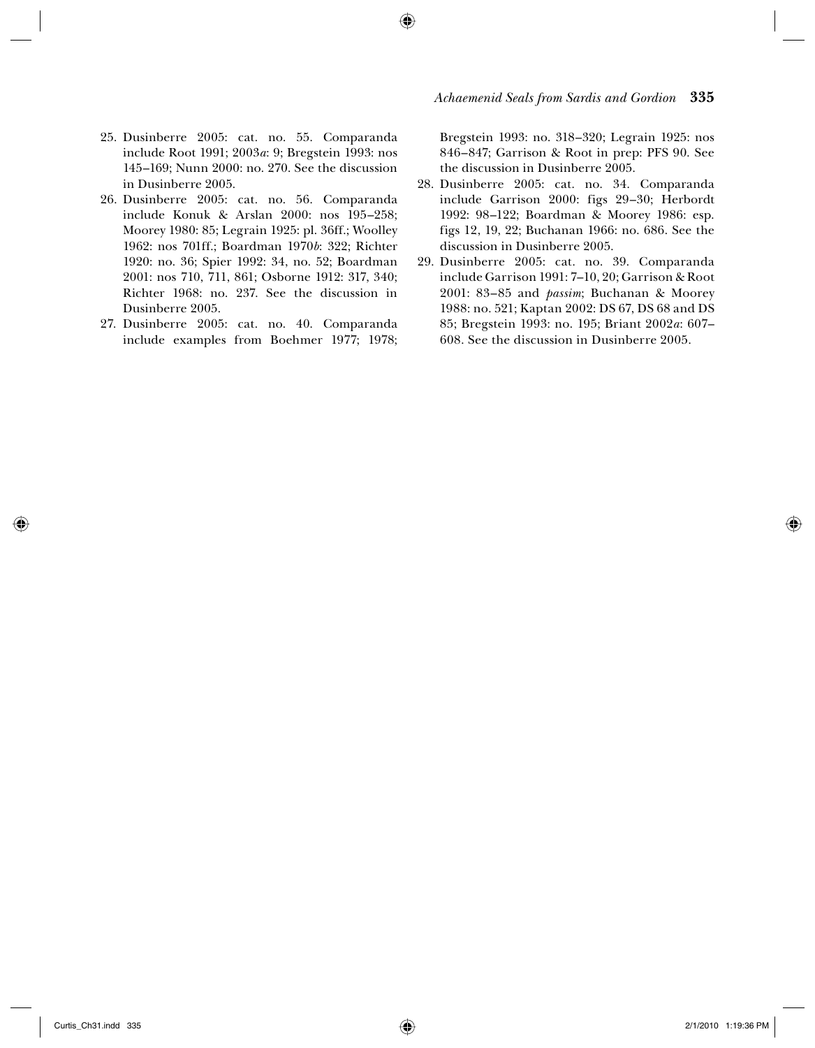25. Dusinberre 2005: cat. no. 55. Comparanda include Root 1991; 2003*a*: 9; Bregstein 1993: nos 145–169; Nunn 2000: no. 270. See the discussion in Dusinberre 2005.
26. Dusinberre 2005: cat. no. 56. Comparanda include Konuk & Arslan 2000: nos 195–258; Moorey 1980: 85; Legrain 1925: pl. 36ff.; Woolley 1962: nos 701ff.; Boardman 1970*b*: 322; Richter 1920: no. 36; Spier 1992: 34, no. 52; Boardman 2001: nos 710, 711, 861; Osborne 1912: 317, 340; Richter 1968: no. 237. See the discussion in Dusinberre 2005.
27. Dusinberre 2005: cat. no. 40. Comparanda include examples from Boehmer 1977; 1978; Bregstein 1993: no. 318–320; Legrain 1925: nos 846–847; Garrison & Root in prep: PFS 90. See the discussion in Dusinberre 2005.
28. Dusinberre 2005: cat. no. 34. Comparanda include Garrison 2000: figs 29–30; Herbordt 1992: 98–122; Boardman & Moorey 1986: esp. figs 12, 19, 22; Buchanan 1966: no. 686. See the discussion in Dusinberre 2005.
29. Dusinberre 2005: cat. no. 39. Comparanda include Garrison 1991: 7–10, 20; Garrison & Root 2001: 83–85 and *passim*; Buchanan & Moorey 1988: no. 521; Kaptan 2002: DS 67, DS 68 and DS 85; Bregstein 1993: no. 195; Briant 2002*a*: 607–608. See the discussion in Dusinberre 2005.